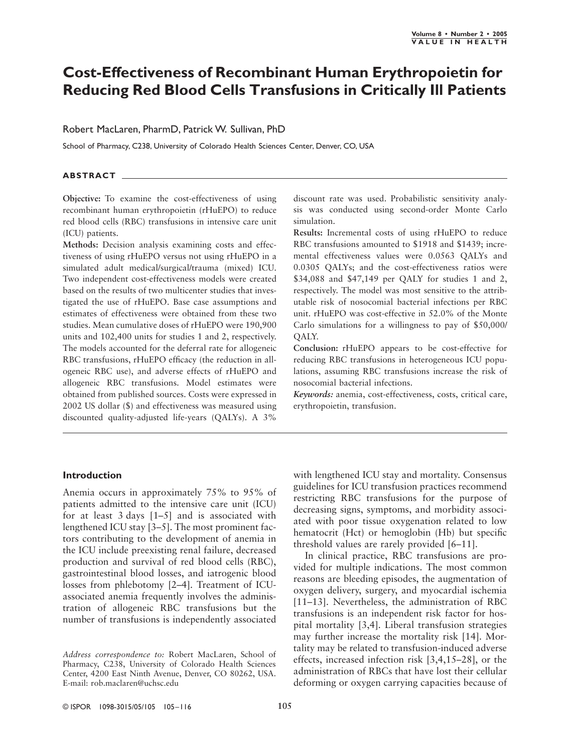# Cost-Effectiveness of Recombinant Human Erythropoietin for Reducing Red Blood Cells Transfusions in Critically Ill Patients

Robert MacLaren, PharmD, Patrick W. Sullivan, PhD

School of Pharmacy, C238, University of Colorado Health Sciences Center, Denver, CO, USA

## ABSTRACT

**Objective:** To examine the cost-effectiveness of using recombinant human erythropoietin (rHuEPO) to reduce red blood cells (RBC) transfusions in intensive care unit (ICU) patients.

**Methods:** Decision analysis examining costs and effectiveness of using rHuEPO versus not using rHuEPO in a simulated adult medical/surgical/trauma (mixed) ICU. Two independent cost-effectiveness models were created based on the results of two multicenter studies that investigated the use of rHuEPO. Base case assumptions and estimates of effectiveness were obtained from these two studies. Mean cumulative doses of rHuEPO were 190,900 units and 102,400 units for studies 1 and 2, respectively. The models accounted for the deferral rate for allogeneic RBC transfusions, rHuEPO efficacy (the reduction in allogeneic RBC use), and adverse effects of rHuEPO and allogeneic RBC transfusions. Model estimates were obtained from published sources. Costs were expressed in 2002 US dollar ($) and effectiveness was measured using discounted quality-adjusted life-years (QALYs). A 3% discount rate was used. Probabilistic sensitivity analysis was conducted using second-order Monte Carlo simulation.

**Results:** Incremental costs of using rHuEPO to reduce RBC transfusions amounted to $1918 and $1439; incremental effectiveness values were 0.0563 QALYs and 0.0305 QALYs; and the cost-effectiveness ratios were $34,088 and $47,149 per QALY for studies 1 and 2, respectively. The model was most sensitive to the attributable risk of nosocomial bacterial infections per RBC unit. rHuEPO was cost-effective in 52.0% of the Monte Carlo simulations for a willingness to pay of $50,000/QALY.

**Conclusion:** rHuEPO appears to be cost-effective for reducing RBC transfusions in heterogeneous ICU populations, assuming RBC transfusions increase the risk of nosocomial bacterial infections.

*Keywords:* anemia, cost-effectiveness, costs, critical care, erythropoietin, transfusion.

## Introduction

Anemia occurs in approximately 75% to 95% of patients admitted to the intensive care unit (ICU) for at least 3 days [1–5] and is associated with lengthened ICU stay [3–5]. The most prominent factors contributing to the development of anemia in the ICU include preexisting renal failure, decreased production and survival of red blood cells (RBC), gastrointestinal blood losses, and iatrogenic blood losses from phlebotomy [2–4]. Treatment of ICU-associated anemia frequently involves the administration of allogeneic RBC transfusions but the number of transfusions is independently associated with lengthened ICU stay and mortality. Consensus guidelines for ICU transfusion practices recommend restricting RBC transfusions for the purpose of decreasing signs, symptoms, and morbidity associated with poor tissue oxygenation related to low hematocrit (Hct) or hemoglobin (Hb) but specific threshold values are rarely provided [6–11].

In clinical practice, RBC transfusions are provided for multiple indications. The most common reasons are bleeding episodes, the augmentation of oxygen delivery, surgery, and myocardial ischemia [11–13]. Nevertheless, the administration of RBC transfusions is an independent risk factor for hospital mortality [3,4]. Liberal transfusion strategies may further increase the mortality risk [14]. Mortality may be related to transfusion-induced adverse effects, increased infection risk [3,4,15–28], or the administration of RBCs that have lost their cellular deforming or oxygen carrying capacities because of

*Address correspondence to:* Robert MacLaren, School of Pharmacy, C238, University of Colorado Health Sciences Center, 4200 East Ninth Avenue, Denver, CO 80262, USA. E-mail: rob.maclaren@uchsc.edu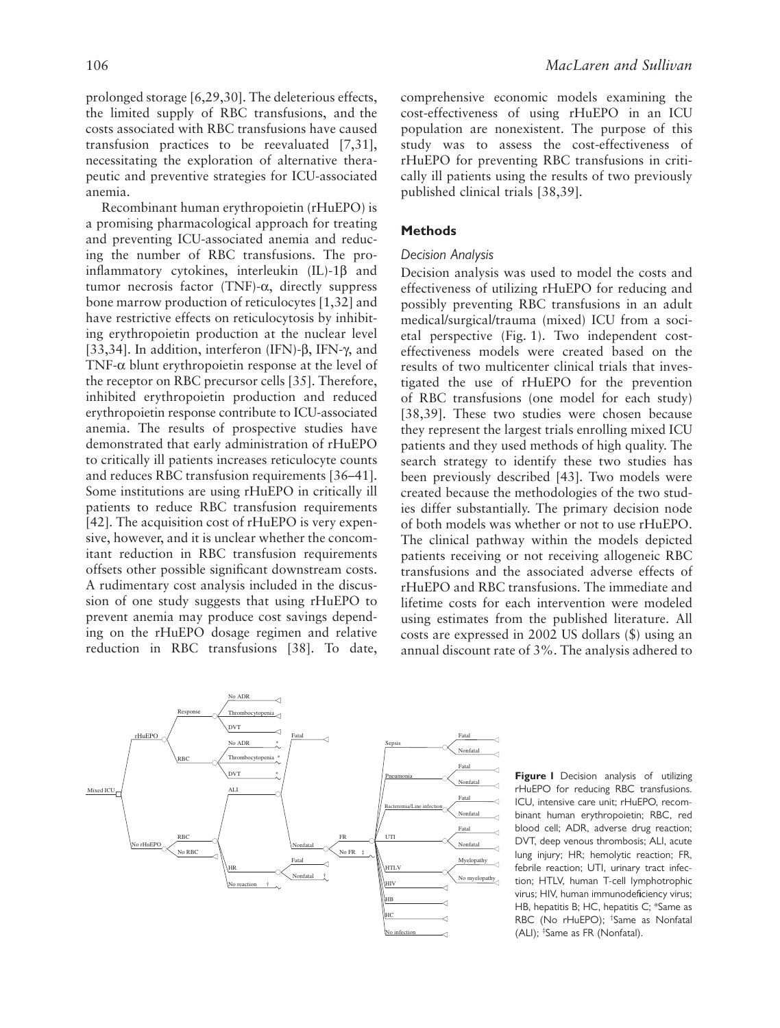prolonged storage [6,29,30]. The deleterious effects, the limited supply of RBC transfusions, and the costs associated with RBC transfusions have caused transfusion practices to be reevaluated [7,31], necessitating the exploration of alternative therapeutic and preventive strategies for ICU-associated anemia.

Recombinant human erythropoietin (rHuEPO) is a promising pharmacological approach for treating and preventing ICU-associated anemia and reducing the number of RBC transfusions. The proinflammatory cytokines, interleukin (IL)-1β and tumor necrosis factor (TNF)-α, directly suppress bone marrow production of reticulocytes [1,32] and have restrictive effects on reticulocytosis by inhibiting erythropoietin production at the nuclear level [33,34]. In addition, interferon (IFN)-β, IFN-γ, and TNF-α blunt erythropoietin response at the level of the receptor on RBC precursor cells [35]. Therefore, inhibited erythropoietin production and reduced erythropoietin response contribute to ICU-associated anemia. The results of prospective studies have demonstrated that early administration of rHuEPO to critically ill patients increases reticulocyte counts and reduces RBC transfusion requirements [36–41]. Some institutions are using rHuEPO in critically ill patients to reduce RBC transfusion requirements [42]. The acquisition cost of rHuEPO is very expensive, however, and it is unclear whether the concomitant reduction in RBC transfusion requirements offsets other possible significant downstream costs. A rudimentary cost analysis included in the discussion of one study suggests that using rHuEPO to prevent anemia may produce cost savings depending on the rHuEPO dosage regimen and relative reduction in RBC transfusions [38]. To date, comprehensive economic models examining the cost-effectiveness of using rHuEPO in an ICU population are nonexistent. The purpose of this study was to assess the cost-effectiveness of rHuEPO for preventing RBC transfusions in critically ill patients using the results of two previously published clinical trials [38,39].

## Methods

### *Decision Analysis*

Decision analysis was used to model the costs and effectiveness of utilizing rHuEPO for reducing and possibly preventing RBC transfusions in an adult medical/surgical/trauma (mixed) ICU from a societal perspective (Fig. 1). Two independent cost-effectiveness models were created based on the results of two multicenter clinical trials that investigated the use of rHuEPO for the prevention of RBC transfusions (one model for each study) [38,39]. These two studies were chosen because they represent the largest trials enrolling mixed ICU patients and they used methods of high quality. The search strategy to identify these two studies has been previously described [43]. Two models were created because the methodologies of the two studies differ substantially. The primary decision node of both models was whether or not to use rHuEPO. The clinical pathway within the models depicted patients receiving or not receiving allogeneic RBC transfusions and the associated adverse effects of rHuEPO and RBC transfusions. The immediate and lifetime costs for each intervention were modeled using estimates from the published literature. All costs are expressed in 2002 US dollars ($) using an annual discount rate of 3%. The analysis adhered to

**Figure 1** Decision analysis of utilizing rHuEPO for reducing RBC transfusions. ICU, intensive care unit; rHuEPO, recombinant human erythropoietin; RBC, red blood cell; ADR, adverse drug reaction; DVT, deep venous thrombosis; ALI, acute lung injury; HR; hemolytic reaction; FR, febrile reaction; UTI, urinary tract infection; HTLV, human T-cell lymphotrophic virus; HIV, human immunodeficiency virus; HB, hepatitis B; HC, hepatitis C; *Same as RBC (No rHuEPO); †Same as Nonfatal (ALI); ‡Same as FR (Nonfatal).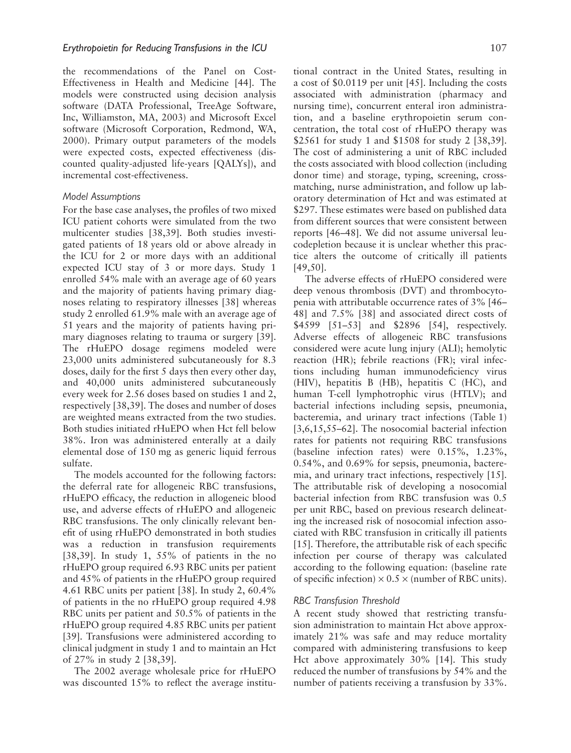the recommendations of the Panel on Cost-Effectiveness in Health and Medicine [44]. The models were constructed using decision analysis software (DATA Professional, TreeAge Software, Inc, Williamston, MA, 2003) and Microsoft Excel software (Microsoft Corporation, Redmond, WA, 2000). Primary output parameters of the models were expected costs, expected effectiveness (discounted quality-adjusted life-years [QALYs]), and incremental cost-effectiveness.

### *Model Assumptions*

For the base case analyses, the profiles of two mixed ICU patient cohorts were simulated from the two multicenter studies [38,39]. Both studies investigated patients of 18 years old or above already in the ICU for 2 or more days with an additional expected ICU stay of 3 or more days. Study 1 enrolled 54% male with an average age of 60 years and the majority of patients having primary diagnoses relating to respiratory illnesses [38] whereas study 2 enrolled 61.9% male with an average age of 51 years and the majority of patients having primary diagnoses relating to trauma or surgery [39]. The rHuEPO dosage regimens modeled were 23,000 units administered subcutaneously for 8.3 doses, daily for the first 5 days then every other day, and 40,000 units administered subcutaneously every week for 2.56 doses based on studies 1 and 2, respectively [38,39]. The doses and number of doses are weighted means extracted from the two studies. Both studies initiated rHuEPO when Hct fell below 38%. Iron was administered enterally at a daily elemental dose of 150 mg as generic liquid ferrous sulfate.

The models accounted for the following factors: the deferral rate for allogeneic RBC transfusions, rHuEPO efficacy, the reduction in allogeneic blood use, and adverse effects of rHuEPO and allogeneic RBC transfusions. The only clinically relevant benefit of using rHuEPO demonstrated in both studies was a reduction in transfusion requirements [38,39]. In study 1, 55% of patients in the no rHuEPO group required 6.93 RBC units per patient and 45% of patients in the rHuEPO group required 4.61 RBC units per patient [38]. In study 2, 60.4% of patients in the no rHuEPO group required 4.98 RBC units per patient and 50.5% of patients in the rHuEPO group required 4.85 RBC units per patient [39]. Transfusions were administered according to clinical judgment in study 1 and to maintain an Hct of 27% in study 2 [38,39].

The 2002 average wholesale price for rHuEPO was discounted 15% to reflect the average institutional contract in the United States, resulting in a cost of $0.0119 per unit [45]. Including the costs associated with administration (pharmacy and nursing time), concurrent enteral iron administration, and a baseline erythropoietin serum concentration, the total cost of rHuEPO therapy was $2561 for study 1 and $1508 for study 2 [38,39]. The cost of administering a unit of RBC included the costs associated with blood collection (including donor time) and storage, typing, screening, crossmatching, nurse administration, and follow up laboratory determination of Hct and was estimated at $297. These estimates were based on published data from different sources that were consistent between reports [46–48]. We did not assume universal leucodepletion because it is unclear whether this practice alters the outcome of critically ill patients [49,50].

The adverse effects of rHuEPO considered were deep venous thrombosis (DVT) and thrombocytopenia with attributable occurrence rates of 3% [46–48] and 7.5% [38] and associated direct costs of $4599 [51–53] and $2896 [54], respectively. Adverse effects of allogeneic RBC transfusions considered were acute lung injury (ALI); hemolytic reaction (HR); febrile reactions (FR); viral infections including human immunodeficiency virus (HIV), hepatitis B (HB), hepatitis C (HC), and human T-cell lymphotrophic virus (HTLV); and bacterial infections including sepsis, pneumonia, bacteremia, and urinary tract infections (Table 1) [3,6,15,55–62]. The nosocomial bacterial infection rates for patients not requiring RBC transfusions (baseline infection rates) were 0.15%, 1.23%, 0.54%, and 0.69% for sepsis, pneumonia, bacteremia, and urinary tract infections, respectively [15]. The attributable risk of developing a nosocomial bacterial infection from RBC transfusion was 0.5 per unit RBC, based on previous research delineating the increased risk of nosocomial infection associated with RBC transfusion in critically ill patients [15]. Therefore, the attributable risk of each specific infection per course of therapy was calculated according to the following equation: (baseline rate of specific infection) $\times$ 0.5 $\times$ (number of RBC units).

### *RBC Transfusion Threshold*

A recent study showed that restricting transfusion administration to maintain Hct above approximately 21% was safe and may reduce mortality compared with administering transfusions to keep Hct above approximately 30% [14]. This study reduced the number of transfusions by 54% and the number of patients receiving a transfusion by 33%.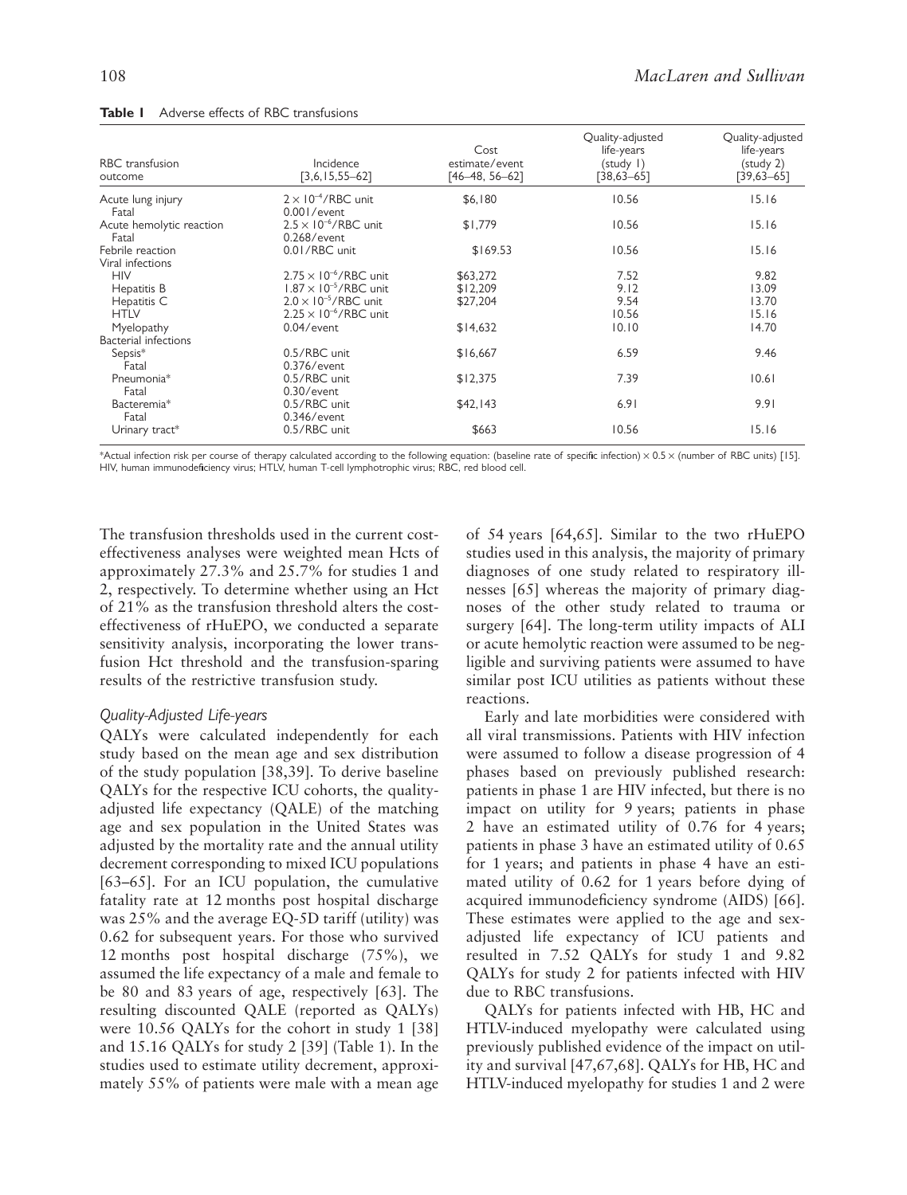**Table 1** Adverse effects of RBC transfusions

| RBC transfusion outcome | Incidence [3,6,15,55–62] | Cost estimate/event [46–48, 56–62] | Quality-adjusted life-years (study 1) [38,63–65] | Quality-adjusted life-years (study 2) [39,63–65] |
|---|---|---|---|---|
| Acute lung injury | $2 \times 10^{-4}$/RBC unit | \$6,180 | 10.56 | 15.16 |
| Fatal | 0.001/event | | | |
| Acute hemolytic reaction | $2.5 \times 10^{-6}$/RBC unit | \$1,779 | 10.56 | 15.16 |
| Fatal | 0.268/event | | | |
| Febrile reaction | 0.01/RBC unit | \$169.53 | 10.56 | 15.16 |
| Viral infections | | | | |
| HIV | $2.75 \times 10^{-6}$/RBC unit | \$63,272 | 7.52 | 9.82 |
| Hepatitis B | $1.87 \times 10^{-5}$/RBC unit | \$12,209 | 9.12 | 13.09 |
| Hepatitis C | $2.0 \times 10^{-5}$/RBC unit | \$27,204 | 9.54 | 13.70 |
| HTLV | $2.25 \times 10^{-6}$/RBC unit | | 10.56 | 15.16 |
| Myelopathy | 0.04/event | \$14,632 | 10.10 | 14.70 |
| Bacterial infections | | | | |
| Sepsis* | 0.5/RBC unit | \$16,667 | 6.59 | 9.46 |
| Fatal | 0.376/event | | | |
| Pneumonia* | 0.5/RBC unit | \$12,375 | 7.39 | 10.61 |
| Fatal | 0.30/event | | | |
| Bacteremia* | 0.5/RBC unit | \$42,143 | 6.91 | 9.91 |
| Fatal | 0.346/event | | | |
| Urinary tract* | 0.5/RBC unit | \$663 | 10.56 | 15.16 |

*Actual infection risk per course of therapy calculated according to the following equation: (baseline rate of specific infection) × 0.5 × (number of RBC units) [15]. HIV, human immunodeficiency virus; HTLV, human T-cell lymphotrophic virus; RBC, red blood cell.

The transfusion thresholds used in the current cost-effectiveness analyses were weighted mean Hcts of approximately 27.3% and 25.7% for studies 1 and 2, respectively. To determine whether using an Hct of 21% as the transfusion threshold alters the cost-effectiveness of rHuEPO, we conducted a separate sensitivity analysis, incorporating the lower transfusion Hct threshold and the transfusion-sparing results of the restrictive transfusion study.

### *Quality-Adjusted Life-years*

QALYs were calculated independently for each study based on the mean age and sex distribution of the study population [38,39]. To derive baseline QALYs for the respective ICU cohorts, the quality-adjusted life expectancy (QALE) of the matching age and sex population in the United States was adjusted by the mortality rate and the annual utility decrement corresponding to mixed ICU populations [63–65]. For an ICU population, the cumulative fatality rate at 12 months post hospital discharge was 25% and the average EQ-5D tariff (utility) was 0.62 for subsequent years. For those who survived 12 months post hospital discharge (75%), we assumed the life expectancy of a male and female to be 80 and 83 years of age, respectively [63]. The resulting discounted QALE (reported as QALYs) were 10.56 QALYs for the cohort in study 1 [38] and 15.16 QALYs for study 2 [39] (Table 1). In the studies used to estimate utility decrement, approximately 55% of patients were male with a mean age of 54 years [64,65]. Similar to the two rHuEPO studies used in this analysis, the majority of primary diagnoses of one study related to respiratory illnesses [65] whereas the majority of primary diagnoses of the other study related to trauma or surgery [64]. The long-term utility impacts of ALI or acute hemolytic reaction were assumed to be negligible and surviving patients were assumed to have similar post ICU utilities as patients without these reactions.

Early and late morbidities were considered with all viral transmissions. Patients with HIV infection were assumed to follow a disease progression of 4 phases based on previously published research: patients in phase 1 are HIV infected, but there is no impact on utility for 9 years; patients in phase 2 have an estimated utility of 0.76 for 4 years; patients in phase 3 have an estimated utility of 0.65 for 1 years; and patients in phase 4 have an estimated utility of 0.62 for 1 years before dying of acquired immunodeficiency syndrome (AIDS) [66]. These estimates were applied to the age and sex-adjusted life expectancy of ICU patients and resulted in 7.52 QALYs for study 1 and 9.82 QALYs for study 2 for patients infected with HIV due to RBC transfusions.

QALYs for patients infected with HB, HC and HTLV-induced myelopathy were calculated using previously published evidence of the impact on utility and survival [47,67,68]. QALYs for HB, HC and HTLV-induced myelopathy for studies 1 and 2 were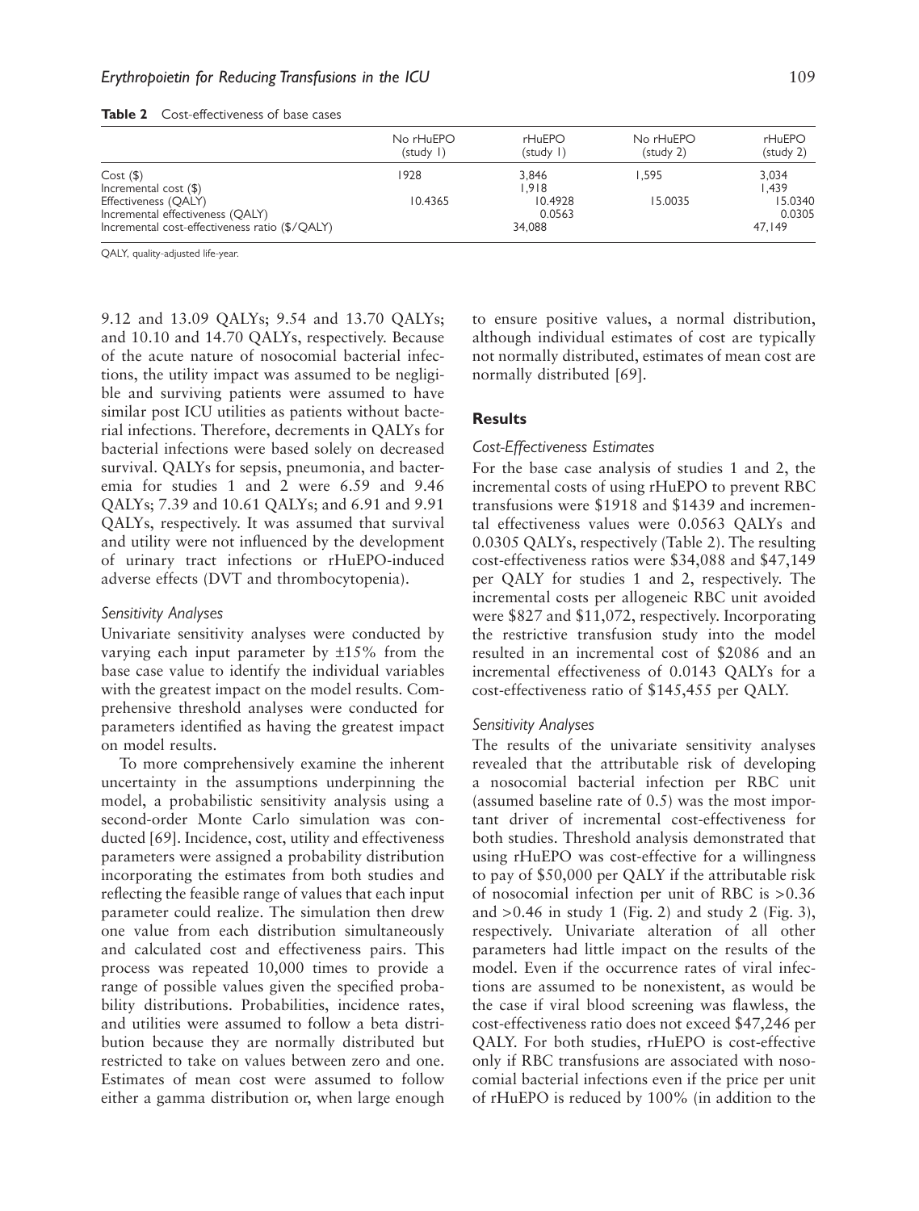**Table 2** Cost-effectiveness of base cases

| | No rHuEPO (study 1) | rHuEPO (study 1) | No rHuEPO (study 2) | rHuEPO (study 2) |
|---|---|---|---|---|
| Cost ($) | 1928 | 3,846 | 1,595 | 3,034 |
| Incremental cost ($) | | 1,918 | | 1,439 |
| Effectiveness (QALY) | 10.4365 | 10.4928 | 15.0035 | 15.0340 |
| Incremental effectiveness (QALY) | | 0.0563 | | 0.0305 |
| Incremental cost-effectiveness ratio ($/QALY) | | 34,088 | | 47,149 |

QALY, quality-adjusted life-year.

9.12 and 13.09 QALYs; 9.54 and 13.70 QALYs; and 10.10 and 14.70 QALYs, respectively. Because of the acute nature of nosocomial bacterial infections, the utility impact was assumed to be negligible and surviving patients were assumed to have similar post ICU utilities as patients without bacterial infections. Therefore, decrements in QALYs for bacterial infections were based solely on decreased survival. QALYs for sepsis, pneumonia, and bacteremia for studies 1 and 2 were 6.59 and 9.46 QALYs; 7.39 and 10.61 QALYs; and 6.91 and 9.91 QALYs, respectively. It was assumed that survival and utility were not influenced by the development of urinary tract infections or rHuEPO-induced adverse effects (DVT and thrombocytopenia).

### *Sensitivity Analyses*

Univariate sensitivity analyses were conducted by varying each input parameter by ±15% from the base case value to identify the individual variables with the greatest impact on the model results. Comprehensive threshold analyses were conducted for parameters identified as having the greatest impact on model results.

To more comprehensively examine the inherent uncertainty in the assumptions underpinning the model, a probabilistic sensitivity analysis using a second-order Monte Carlo simulation was conducted [69]. Incidence, cost, utility and effectiveness parameters were assigned a probability distribution incorporating the estimates from both studies and reflecting the feasible range of values that each input parameter could realize. The simulation then drew one value from each distribution simultaneously and calculated cost and effectiveness pairs. This process was repeated 10,000 times to provide a range of possible values given the specified probability distributions. Probabilities, incidence rates, and utilities were assumed to follow a beta distribution because they are normally distributed but restricted to take on values between zero and one. Estimates of mean cost were assumed to follow either a gamma distribution or, when large enough to ensure positive values, a normal distribution, although individual estimates of cost are typically not normally distributed, estimates of mean cost are normally distributed [69].

## **Results**

### *Cost-Effectiveness Estimates*

For the base case analysis of studies 1 and 2, the incremental costs of using rHuEPO to prevent RBC transfusions were $1918 and $1439 and incremental effectiveness values were 0.0563 QALYs and 0.0305 QALYs, respectively (Table 2). The resulting cost-effectiveness ratios were $34,088 and $47,149 per QALY for studies 1 and 2, respectively. The incremental costs per allogeneic RBC unit avoided were $827 and $11,072, respectively. Incorporating the restrictive transfusion study into the model resulted in an incremental cost of $2086 and an incremental effectiveness of 0.0143 QALYs for a cost-effectiveness ratio of $145,455 per QALY.

### *Sensitivity Analyses*

The results of the univariate sensitivity analyses revealed that the attributable risk of developing a nosocomial bacterial infection per RBC unit (assumed baseline rate of 0.5) was the most important driver of incremental cost-effectiveness for both studies. Threshold analysis demonstrated that using rHuEPO was cost-effective for a willingness to pay of $50,000 per QALY if the attributable risk of nosocomial infection per unit of RBC is >0.36 and >0.46 in study 1 (Fig. 2) and study 2 (Fig. 3), respectively. Univariate alteration of all other parameters had little impact on the results of the model. Even if the occurrence rates of viral infections are assumed to be nonexistent, as would be the case if viral blood screening was flawless, the cost-effectiveness ratio does not exceed $47,246 per QALY. For both studies, rHuEPO is cost-effective only if RBC transfusions are associated with nosocomial bacterial infections even if the price per unit of rHuEPO is reduced by 100% (in addition to the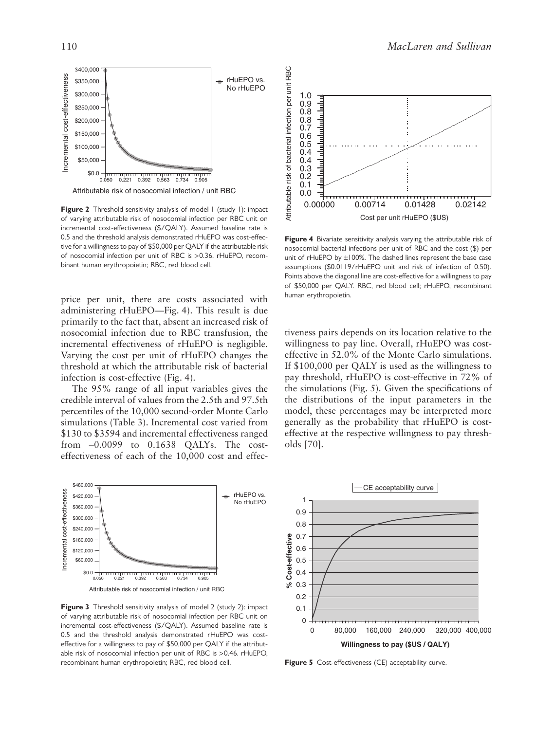Attributable risk of nosocomial infection / unit RBC

**Figure 2** Threshold sensitivity analysis of model 1 (study 1): impact of varying attributable risk of nosocomial infection per RBC unit on incremental cost-effectiveness (\$/QALY). Assumed baseline rate is 0.5 and the threshold analysis demonstrated rHuEPO was cost-effective for a willingness to pay of \$50,000 per QALY if the attributable risk of nosocomial infection per unit of RBC is >0.36. rHuEPO, recombinant human erythropoietin; RBC, red blood cell.

price per unit, there are costs associated with administering rHuEPO—Fig. 4). This result is due primarily to the fact that, absent an increased risk of nosocomial infection due to RBC transfusion, the incremental effectiveness of rHuEPO is negligible. Varying the cost per unit of rHuEPO changes the threshold at which the attributable risk of bacterial infection is cost-effective (Fig. 4).

The 95% range of all input variables gives the credible interval of values from the 2.5th and 97.5th percentiles of the 10,000 second-order Monte Carlo simulations (Table 3). Incremental cost varied from \$130 to \$3594 and incremental effectiveness ranged from –0.0099 to 0.1638 QALYs. The cost-effectiveness of each of the 10,000 cost and effectiveness pairs depends on its location relative to the willingness to pay line. Overall, rHuEPO was cost-effective in 52.0% of the Monte Carlo simulations. If \$100,000 per QALY is used as the willingness to pay threshold, rHuEPO is cost-effective in 72% of the simulations (Fig. 5). Given the specifications of the distributions of the input parameters in the model, these percentages may be interpreted more generally as the probability that rHuEPO is cost-effective at the respective willingness to pay thresholds [70].

**Figure 4** Bivariate sensitivity analysis varying the attributable risk of nosocomial bacterial infections per unit of RBC and the cost (\$) per unit of rHuEPO by ±100%. The dashed lines represent the base case assumptions (\$0.0119/rHuEPO unit and risk of infection of 0.50). Points above the diagonal line are cost-effective for a willingness to pay of \$50,000 per QALY. RBC, red blood cell; rHuEPO, recombinant human erythropoietin.

**Figure 3** Threshold sensitivity analysis of model 2 (study 2): impact of varying attributable risk of nosocomial infection per RBC unit on incremental cost-effectiveness (\$/QALY). Assumed baseline rate is 0.5 and the threshold analysis demonstrated rHuEPO was cost-effective for a willingness to pay of \$50,000 per QALY if the attributable risk of nosocomial infection per unit of RBC is >0.46. rHuEPO, recombinant human erythropoietin; RBC, red blood cell.

**Figure 5** Cost-effectiveness (CE) acceptability curve.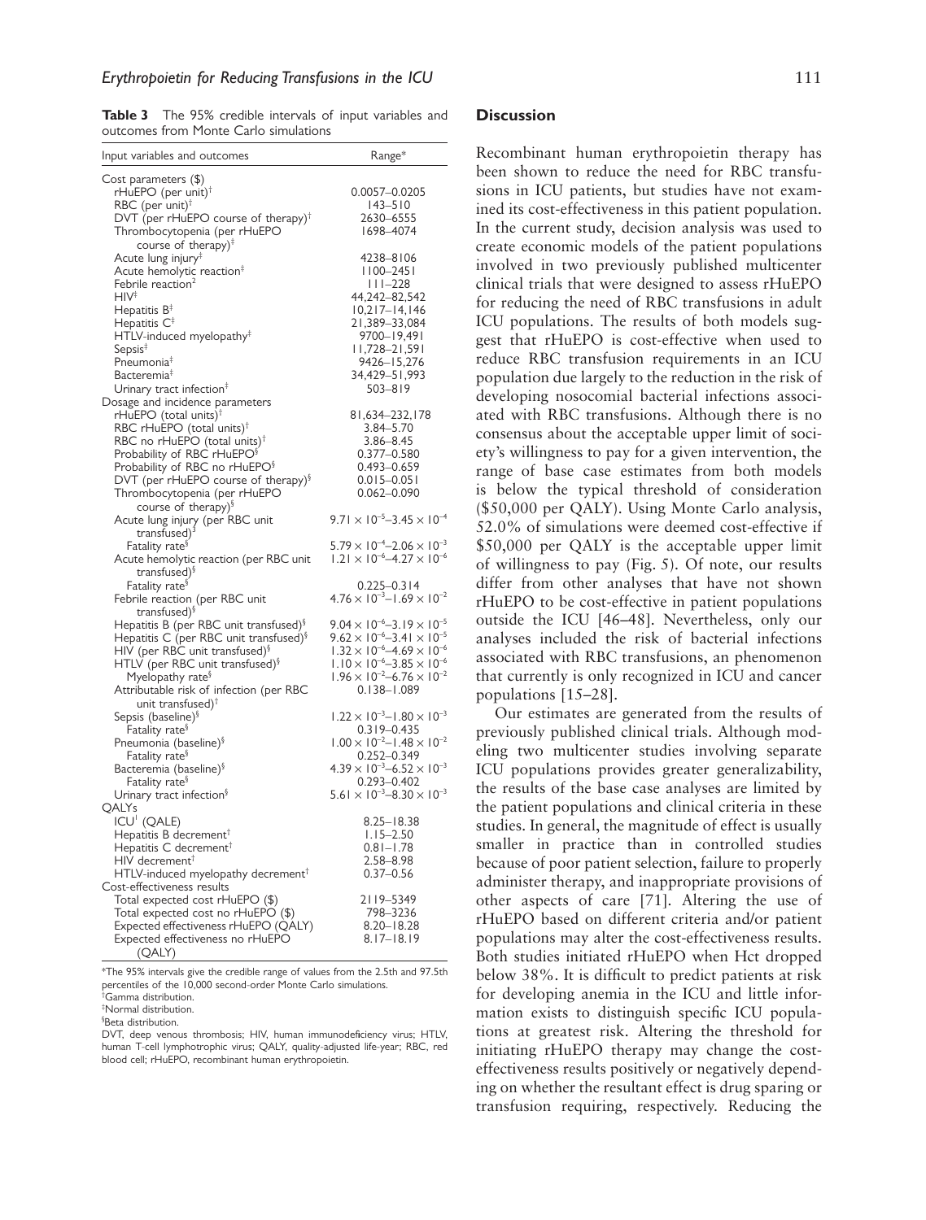**Table 3** The 95% credible intervals of input variables and outcomes from Monte Carlo simulations

| Input variables and outcomes | Range* |
|---|---|
| Cost parameters ($) | |
| rHuEPO (per unit)[†] | 0.0057–0.0205 |
| RBC (per unit)[†] | 143–510 |
| DVT (per rHuEPO course of therapy)[†] | 2630–6555 |
| Thrombocytopenia (per rHuEPO course of therapy)[‡] | 1698–4074 |
| Acute lung injury[‡] | 4238–8106 |
| Acute hemolytic reaction[‡] | 1100–2451 |
| Febrile reaction[2] | 111–228 |
| HIV[‡] | 44,242–82,542 |
| Hepatitis B[‡] | 10,217–14,146 |
| Hepatitis C[‡] | 21,389–33,084 |
| HTLV-induced myelopathy[‡] | 9700–19,491 |
| Sepsis[‡] | 11,728–21,591 |
| Pneumonia[‡] | 9426–15,276 |
| Bacteremia[‡] | 34,429–51,993 |
| Urinary tract infection[‡] | 503–819 |
| Dosage and incidence parameters | |
| rHuEPO (total units)[†] | 81,634–232,178 |
| RBC rHuEPO (total units)[†] | 3.84–5.70 |
| RBC no rHuEPO (total units)[†] | 3.86–8.45 |
| Probability of RBC rHuEPO[§] | 0.377–0.580 |
| Probability of RBC no rHuEPO[§] | 0.493–0.659 |
| DVT (per rHuEPO course of therapy)[§] | 0.015–0.051 |
| Thrombocytopenia (per rHuEPO course of therapy)[§] | 0.062–0.090 |
| Acute lung injury (per RBC unit transfused)[§] | $9.71 \times 10^{-5}$–$3.45 \times 10^{-4}$ |
| Fatality rate[§] | $5.79 \times 10^{-4}$–$2.06 \times 10^{-3}$ |
| Acute hemolytic reaction (per RBC unit transfused)[§] | $1.21 \times 10^{-6}$–$4.27 \times 10^{-6}$ |
| Fatality rate[§] | 0.225–0.314 |
| Febrile reaction (per RBC unit transfused)[§] | $4.76 \times 10^{-3}$–$1.69 \times 10^{-2}$ |
| Hepatitis B (per RBC unit transfused)[§] | $9.04 \times 10^{-6}$–$3.19 \times 10^{-5}$ |
| Hepatitis C (per RBC unit transfused)[§] | $9.62 \times 10^{-6}$–$3.41 \times 10^{-5}$ |
| HIV (per RBC unit transfused)[§] | $1.32 \times 10^{-6}$–$4.69 \times 10^{-6}$ |
| HTLV (per RBC unit transfused)[§] | $1.10 \times 10^{-6}$–$3.85 \times 10^{-6}$ |
| Myelopathy rate[§] | $1.96 \times 10^{-2}$–$6.76 \times 10^{-2}$ |
| Attributable risk of infection (per RBC unit transfused)[†] | 0.138–1.089 |
| Sepsis (baseline)[§] | $1.22 \times 10^{-3}$–$1.80 \times 10^{-3}$ |
| Fatality rate[§] | 0.319–0.435 |
| Pneumonia (baseline)[§] | $1.00 \times 10^{-2}$–$1.48 \times 10^{-2}$ |
| Fatality rate[§] | 0.252–0.349 |
| Bacteremia (baseline)[§] | $4.39 \times 10^{-3}$–$6.52 \times 10^{-3}$ |
| Fatality rate[§] | 0.293–0.402 |
| Urinary tract infection[§] | $5.61 \times 10^{-3}$–$8.30 \times 10^{-3}$ |
| QALYs | |
| ICU[†] (QALE) | 8.25–18.38 |
| Hepatitis B decrement[†] | 1.15–2.50 |
| Hepatitis C decrement[†] | 0.81–1.78 |
| HIV decrement[†] | 2.58–8.98 |
| HTLV-induced myelopathy decrement[†] | 0.37–0.56 |
| Cost-effectiveness results | |
| Total expected cost rHuEPO ($) | 2119–5349 |
| Total expected cost no rHuEPO ($) | 798–3236 |
| Expected effectiveness rHuEPO (QALY) | 8.20–18.28 |
| Expected effectiveness no rHuEPO (QALY) | 8.17–18.19 |

*The 95% intervals give the credible range of values from the 2.5th and 97.5th percentiles of the 10,000 second-order Monte Carlo simulations.
[†]Gamma distribution.
[‡]Normal distribution.
[§]Beta distribution.
DVT, deep venous thrombosis; HIV, human immunodeficiency virus; HTLV, human T-cell lymphotrophic virus; QALY, quality-adjusted life-year; RBC, red blood cell; rHuEPO, recombinant human erythropoietin.

## Discussion

Recombinant human erythropoietin therapy has been shown to reduce the need for RBC transfusions in ICU patients, but studies have not examined its cost-effectiveness in this patient population. In the current study, decision analysis was used to create economic models of the patient populations involved in two previously published multicenter clinical trials that were designed to assess rHuEPO for reducing the need of RBC transfusions in adult ICU populations. The results of both models suggest that rHuEPO is cost-effective when used to reduce RBC transfusion requirements in an ICU population due largely to the reduction in the risk of developing nosocomial bacterial infections associated with RBC transfusions. Although there is no consensus about the acceptable upper limit of society's willingness to pay for a given intervention, the range of base case estimates from both models is below the typical threshold of consideration ($50,000 per QALY). Using Monte Carlo analysis, 52.0% of simulations were deemed cost-effective if $50,000 per QALY is the acceptable upper limit of willingness to pay (Fig. 5). Of note, our results differ from other analyses that have not shown rHuEPO to be cost-effective in patient populations outside the ICU [46–48]. Nevertheless, only our analyses included the risk of bacterial infections associated with RBC transfusions, an phenomenon that currently is only recognized in ICU and cancer populations [15–28].

Our estimates are generated from the results of previously published clinical trials. Although modeling two multicenter studies involving separate ICU populations provides greater generalizability, the results of the base case analyses are limited by the patient populations and clinical criteria in these studies. In general, the magnitude of effect is usually smaller in practice than in controlled studies because of poor patient selection, failure to properly administer therapy, and inappropriate provisions of other aspects of care [71]. Altering the use of rHuEPO based on different criteria and/or patient populations may alter the cost-effectiveness results. Both studies initiated rHuEPO when Hct dropped below 38%. It is difficult to predict patients at risk for developing anemia in the ICU and little information exists to distinguish specific ICU populations at greatest risk. Altering the threshold for initiating rHuEPO therapy may change the cost-effectiveness results positively or negatively depending on whether the resultant effect is drug sparing or transfusion requiring, respectively. Reducing the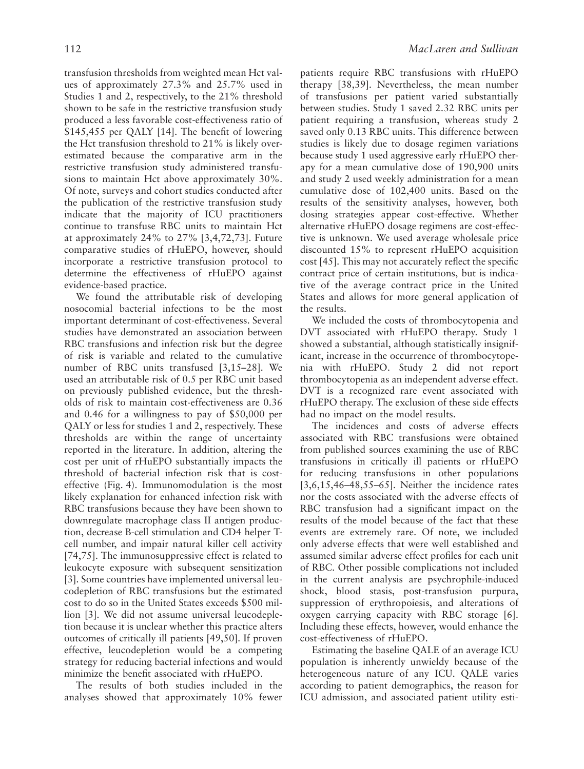transfusion thresholds from weighted mean Hct values of approximately 27.3% and 25.7% used in Studies 1 and 2, respectively, to the 21% threshold shown to be safe in the restrictive transfusion study produced a less favorable cost-effectiveness ratio of $145,455 per QALY [14]. The benefit of lowering the Hct transfusion threshold to 21% is likely overestimated because the comparative arm in the restrictive transfusion study administered transfusions to maintain Hct above approximately 30%. Of note, surveys and cohort studies conducted after the publication of the restrictive transfusion study indicate that the majority of ICU practitioners continue to transfuse RBC units to maintain Hct at approximately 24% to 27% [3,4,72,73]. Future comparative studies of rHuEPO, however, should incorporate a restrictive transfusion protocol to determine the effectiveness of rHuEPO against evidence-based practice.

We found the attributable risk of developing nosocomial bacterial infections to be the most important determinant of cost-effectiveness. Several studies have demonstrated an association between RBC transfusions and infection risk but the degree of risk is variable and related to the cumulative number of RBC units transfused [3,15–28]. We used an attributable risk of 0.5 per RBC unit based on previously published evidence, but the thresholds of risk to maintain cost-effectiveness are 0.36 and 0.46 for a willingness to pay of $50,000 per QALY or less for studies 1 and 2, respectively. These thresholds are within the range of uncertainty reported in the literature. In addition, altering the cost per unit of rHuEPO substantially impacts the threshold of bacterial infection risk that is cost-effective (Fig. 4). Immunomodulation is the most likely explanation for enhanced infection risk with RBC transfusions because they have been shown to downregulate macrophage class II antigen production, decrease B-cell stimulation and CD4 helper T-cell number, and impair natural killer cell activity [74,75]. The immunosuppressive effect is related to leukocyte exposure with subsequent sensitization [3]. Some countries have implemented universal leucodepletion of RBC transfusions but the estimated cost to do so in the United States exceeds $500 million [3]. We did not assume universal leucodepletion because it is unclear whether this practice alters outcomes of critically ill patients [49,50]. If proven effective, leucodepletion would be a competing strategy for reducing bacterial infections and would minimize the benefit associated with rHuEPO.

The results of both studies included in the analyses showed that approximately 10% fewer patients require RBC transfusions with rHuEPO therapy [38,39]. Nevertheless, the mean number of transfusions per patient varied substantially between studies. Study 1 saved 2.32 RBC units per patient requiring a transfusion, whereas study 2 saved only 0.13 RBC units. This difference between studies is likely due to dosage regimen variations because study 1 used aggressive early rHuEPO therapy for a mean cumulative dose of 190,900 units and study 2 used weekly administration for a mean cumulative dose of 102,400 units. Based on the results of the sensitivity analyses, however, both dosing strategies appear cost-effective. Whether alternative rHuEPO dosage regimens are cost-effective is unknown. We used average wholesale price discounted 15% to represent rHuEPO acquisition cost [45]. This may not accurately reflect the specific contract price of certain institutions, but is indicative of the average contract price in the United States and allows for more general application of the results.

We included the costs of thrombocytopenia and DVT associated with rHuEPO therapy. Study 1 showed a substantial, although statistically insignificant, increase in the occurrence of thrombocytopenia with rHuEPO. Study 2 did not report thrombocytopenia as an independent adverse effect. DVT is a recognized rare event associated with rHuEPO therapy. The exclusion of these side effects had no impact on the model results.

The incidences and costs of adverse effects associated with RBC transfusions were obtained from published sources examining the use of RBC transfusions in critically ill patients or rHuEPO for reducing transfusions in other populations [3,6,15,46–48,55–65]. Neither the incidence rates nor the costs associated with the adverse effects of RBC transfusion had a significant impact on the results of the model because of the fact that these events are extremely rare. Of note, we included only adverse effects that were well established and assumed similar adverse effect profiles for each unit of RBC. Other possible complications not included in the current analysis are psychrophile-induced shock, blood stasis, post-transfusion purpura, suppression of erythropoiesis, and alterations of oxygen carrying capacity with RBC storage [6]. Including these effects, however, would enhance the cost-effectiveness of rHuEPO.

Estimating the baseline QALE of an average ICU population is inherently unwieldy because of the heterogeneous nature of any ICU. QALE varies according to patient demographics, the reason for ICU admission, and associated patient utility esti-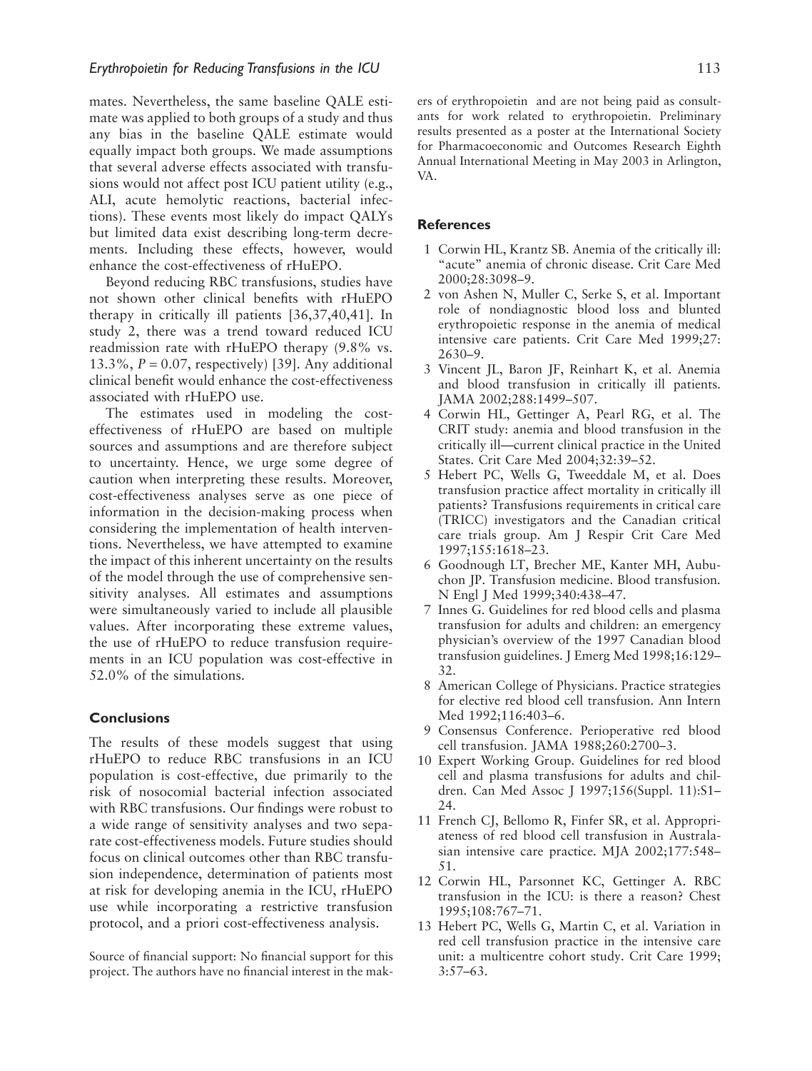mates. Nevertheless, the same baseline QALE estimate was applied to both groups of a study and thus any bias in the baseline QALE estimate would equally impact both groups. We made assumptions that several adverse effects associated with transfusions would not affect post ICU patient utility (e.g., ALI, acute hemolytic reactions, bacterial infections). These events most likely do impact QALYs but limited data exist describing long-term decrements. Including these effects, however, would enhance the cost-effectiveness of rHuEPO.

Beyond reducing RBC transfusions, studies have not shown other clinical benefits with rHuEPO therapy in critically ill patients [36,37,40,41]. In study 2, there was a trend toward reduced ICU readmission rate with rHuEPO therapy (9.8% vs. 13.3%, $P = 0.07$, respectively) [39]. Any additional clinical benefit would enhance the cost-effectiveness associated with rHuEPO use.

The estimates used in modeling the cost-effectiveness of rHuEPO are based on multiple sources and assumptions and are therefore subject to uncertainty. Hence, we urge some degree of caution when interpreting these results. Moreover, cost-effectiveness analyses serve as one piece of information in the decision-making process when considering the implementation of health interventions. Nevertheless, we have attempted to examine the impact of this inherent uncertainty on the results of the model through the use of comprehensive sensitivity analyses. All estimates and assumptions were simultaneously varied to include all plausible values. After incorporating these extreme values, the use of rHuEPO to reduce transfusion requirements in an ICU population was cost-effective in 52.0% of the simulations.

## Conclusions

The results of these models suggest that using rHuEPO to reduce RBC transfusions in an ICU population is cost-effective, due primarily to the risk of nosocomial bacterial infection associated with RBC transfusions. Our findings were robust to a wide range of sensitivity analyses and two separate cost-effectiveness models. Future studies should focus on clinical outcomes other than RBC transfusion independence, determination of patients most at risk for developing anemia in the ICU, rHuEPO use while incorporating a restrictive transfusion protocol, and a priori cost-effectiveness analysis.

Source of financial support: No financial support for this project. The authors have no financial interest in the makers of erythropoietin and are not being paid as consultants for work related to erythropoietin. Preliminary results presented as a poster at the International Society for Pharmacoeconomic and Outcomes Research Eighth Annual International Meeting in May 2003 in Arlington, VA.

## References

1. Corwin HL, Krantz SB. Anemia of the critically ill: "acute" anemia of chronic disease. Crit Care Med 2000;28:3098–9.
2. von Ashen N, Muller C, Serke S, et al. Important role of nondiagnostic blood loss and blunted erythropoietic response in the anemia of medical intensive care patients. Crit Care Med 1999;27:2630–9.
3. Vincent JL, Baron JF, Reinhart K, et al. Anemia and blood transfusion in critically ill patients. JAMA 2002;288:1499–507.
4. Corwin HL, Gettinger A, Pearl RG, et al. The CRIT study: anemia and blood transfusion in the critically ill—current clinical practice in the United States. Crit Care Med 2004;32:39–52.
5. Hebert PC, Wells G, Tweeddale M, et al. Does transfusion practice affect mortality in critically ill patients? Transfusions requirements in critical care (TRICC) investigators and the Canadian critical care trials group. Am J Respir Crit Care Med 1997;155:1618–23.
6. Goodnough LT, Brecher ME, Kanter MH, Aubuchon JP. Transfusion medicine. Blood transfusion. N Engl J Med 1999;340:438–47.
7. Innes G. Guidelines for red blood cells and plasma transfusion for adults and children: an emergency physician's overview of the 1997 Canadian blood transfusion guidelines. J Emerg Med 1998;16:129–32.
8. American College of Physicians. Practice strategies for elective red blood cell transfusion. Ann Intern Med 1992;116:403–6.
9. Consensus Conference. Perioperative red blood cell transfusion. JAMA 1988;260:2700–3.
10. Expert Working Group. Guidelines for red blood cell and plasma transfusions for adults and children. Can Med Assoc J 1997;156(Suppl. 11):S1–24.
11. French CJ, Bellomo R, Finfer SR, et al. Appropriateness of red blood cell transfusion in Australasian intensive care practice. MJA 2002;177:548–51.
12. Corwin HL, Parsonnet KC, Gettinger A. RBC transfusion in the ICU: is there a reason? Chest 1995;108:767–71.
13. Hebert PC, Wells G, Martin C, et al. Variation in red cell transfusion practice in the intensive care unit: a multicentre cohort study. Crit Care 1999;3:57–63.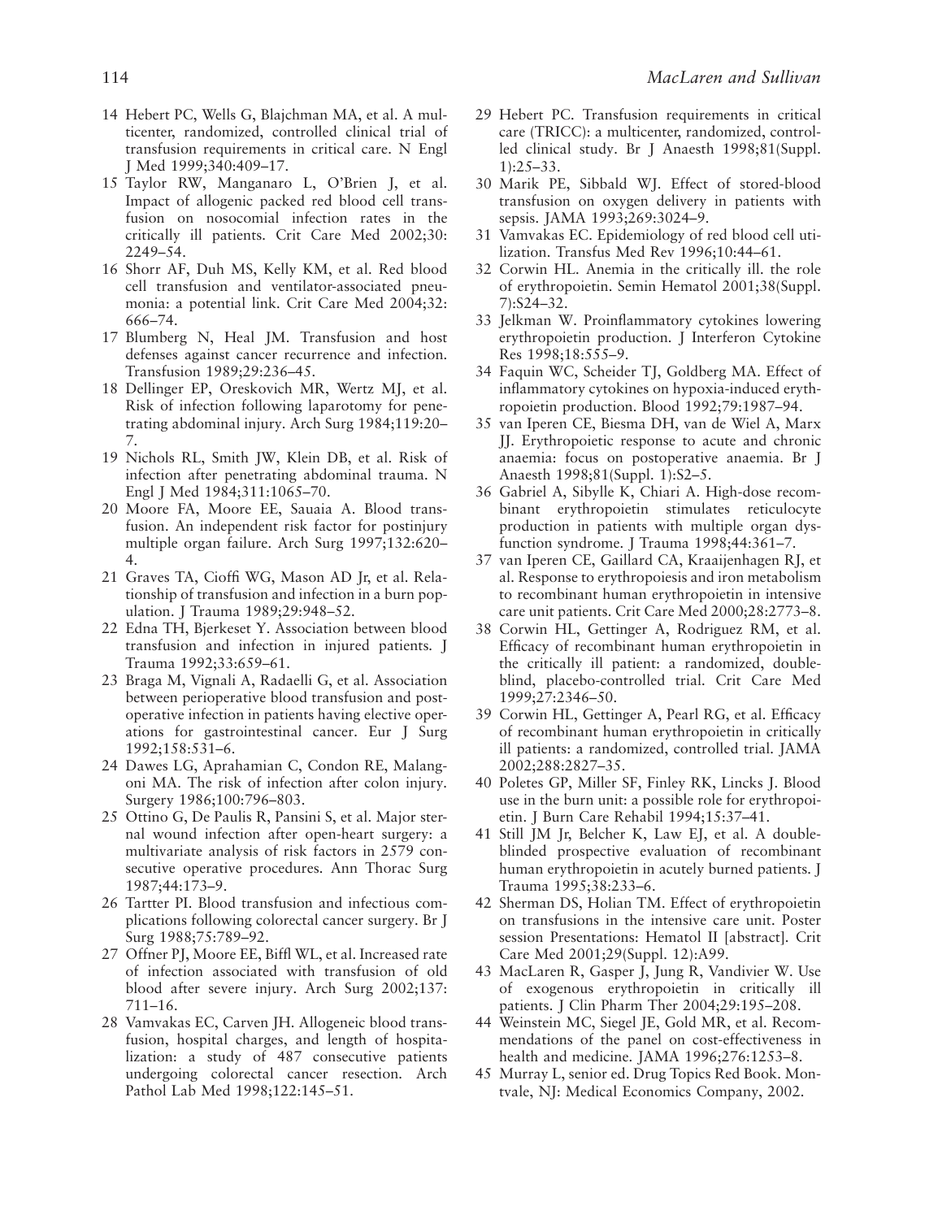14 Hebert PC, Wells G, Blajchman MA, et al. A multicenter, randomized, controlled clinical trial of transfusion requirements in critical care. N Engl J Med 1999;340:409–17.

15 Taylor RW, Manganaro L, O'Brien J, et al. Impact of allogenic packed red blood cell transfusion on nosocomial infection rates in the critically ill patients. Crit Care Med 2002;30: 2249–54.

16 Shorr AF, Duh MS, Kelly KM, et al. Red blood cell transfusion and ventilator-associated pneumonia: a potential link. Crit Care Med 2004;32: 666–74.

17 Blumberg N, Heal JM. Transfusion and host defenses against cancer recurrence and infection. Transfusion 1989;29:236–45.

18 Dellinger EP, Oreskovich MR, Wertz MJ, et al. Risk of infection following laparotomy for penetrating abdominal injury. Arch Surg 1984;119:20–7.

19 Nichols RL, Smith JW, Klein DB, et al. Risk of infection after penetrating abdominal trauma. N Engl J Med 1984;311:1065–70.

20 Moore FA, Moore EE, Sauaia A. Blood transfusion. An independent risk factor for postinjury multiple organ failure. Arch Surg 1997;132:620–4.

21 Graves TA, Cioffi WG, Mason AD Jr, et al. Relationship of transfusion and infection in a burn population. J Trauma 1989;29:948–52.

22 Edna TH, Bjerkeset Y. Association between blood transfusion and infection in injured patients. J Trauma 1992;33:659–61.

23 Braga M, Vignali A, Radaelli G, et al. Association between perioperative blood transfusion and postoperative infection in patients having elective operations for gastrointestinal cancer. Eur J Surg 1992;158:531–6.

24 Dawes LG, Aprahamian C, Condon RE, Malangoni MA. The risk of infection after colon injury. Surgery 1986;100:796–803.

25 Ottino G, De Paulis R, Pansini S, et al. Major sternal wound infection after open-heart surgery: a multivariate analysis of risk factors in 2579 consecutive operative procedures. Ann Thorac Surg 1987;44:173–9.

26 Tartter PI. Blood transfusion and infectious complications following colorectal cancer surgery. Br J Surg 1988;75:789–92.

27 Offner PJ, Moore EE, Biffl WL, et al. Increased rate of infection associated with transfusion of old blood after severe injury. Arch Surg 2002;137: 711–16.

28 Vamvakas EC, Carven JH. Allogeneic blood transfusion, hospital charges, and length of hospitalization: a study of 487 consecutive patients undergoing colorectal cancer resection. Arch Pathol Lab Med 1998;122:145–51.

29 Hebert PC. Transfusion requirements in critical care (TRICC): a multicenter, randomized, controlled clinical study. Br J Anaesth 1998;81(Suppl. 1):25–33.

30 Marik PE, Sibbald WJ. Effect of stored-blood transfusion on oxygen delivery in patients with sepsis. JAMA 1993;269:3024–9.

31 Vamvakas EC. Epidemiology of red blood cell utilization. Transfus Med Rev 1996;10:44–61.

32 Corwin HL. Anemia in the critically ill. the role of erythropoietin. Semin Hematol 2001;38(Suppl. 7):S24–32.

33 Jelkman W. Proinflammatory cytokines lowering erythropoietin production. J Interferon Cytokine Res 1998;18:555–9.

34 Faquin WC, Scheider TJ, Goldberg MA. Effect of inflammatory cytokines on hypoxia-induced erythropoietin production. Blood 1992;79:1987–94.

35 van Iperen CE, Biesma DH, van de Wiel A, Marx JJ. Erythropoietic response to acute and chronic anaemia: focus on postoperative anaemia. Br J Anaesth 1998;81(Suppl. 1):S2–5.

36 Gabriel A, Sibylle K, Chiari A. High-dose recombinant erythropoietin stimulates reticulocyte production in patients with multiple organ dysfunction syndrome. J Trauma 1998;44:361–7.

37 van Iperen CE, Gaillard CA, Kraaijenhagen RJ, et al. Response to erythropoiesis and iron metabolism to recombinant human erythropoietin in intensive care unit patients. Crit Care Med 2000;28:2773–8.

38 Corwin HL, Gettinger A, Rodriguez RM, et al. Efficacy of recombinant human erythropoietin in the critically ill patient: a randomized, double-blind, placebo-controlled trial. Crit Care Med 1999;27:2346–50.

39 Corwin HL, Gettinger A, Pearl RG, et al. Efficacy of recombinant human erythropoietin in critically ill patients: a randomized, controlled trial. JAMA 2002;288:2827–35.

40 Poletes GP, Miller SF, Finley RK, Lincks J. Blood use in the burn unit: a possible role for erythropoietin. J Burn Care Rehabil 1994;15:37–41.

41 Still JM Jr, Belcher K, Law EJ, et al. A double-blinded prospective evaluation of recombinant human erythropoietin in acutely burned patients. J Trauma 1995;38:233–6.

42 Sherman DS, Holian TM. Effect of erythropoietin on transfusions in the intensive care unit. Poster session Presentations: Hematol II [abstract]. Crit Care Med 2001;29(Suppl. 12):A99.

43 MacLaren R, Gasper J, Jung R, Vandivier W. Use of exogenous erythropoietin in critically ill patients. J Clin Pharm Ther 2004;29:195–208.

44 Weinstein MC, Siegel JE, Gold MR, et al. Recommendations of the panel on cost-effectiveness in health and medicine. JAMA 1996;276:1253–8.

45 Murray L, senior ed. Drug Topics Red Book. Montvale, NJ: Medical Economics Company, 2002.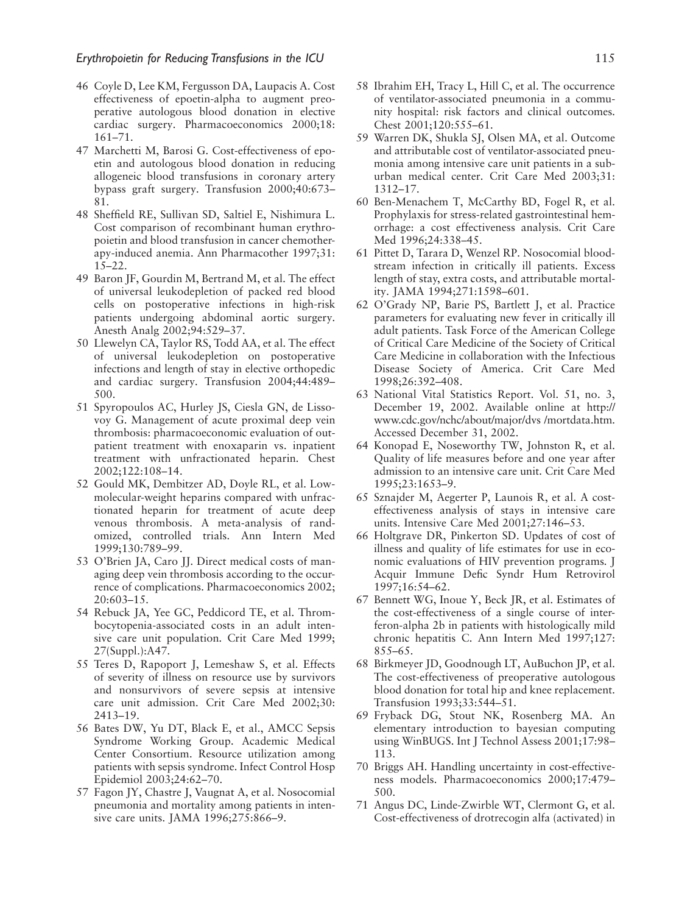46 Coyle D, Lee KM, Fergusson DA, Laupacis A. Cost effectiveness of epoetin-alpha to augment preoperative autologous blood donation in elective cardiac surgery. Pharmacoeconomics 2000;18: 161–71.

47 Marchetti M, Barosi G. Cost-effectiveness of epoetin and autologous blood donation in reducing allogeneic blood transfusions in coronary artery bypass graft surgery. Transfusion 2000;40:673–81.

48 Sheffield RE, Sullivan SD, Saltiel E, Nishimura L. Cost comparison of recombinant human erythropoietin and blood transfusion in cancer chemotherapy-induced anemia. Ann Pharmacother 1997;31: 15–22.

49 Baron JF, Gourdin M, Bertrand M, et al. The effect of universal leukodepletion of packed red blood cells on postoperative infections in high-risk patients undergoing abdominal aortic surgery. Anesth Analg 2002;94:529–37.

50 Llewelyn CA, Taylor RS, Todd AA, et al. The effect of universal leukodepletion on postoperative infections and length of stay in elective orthopedic and cardiac surgery. Transfusion 2004;44:489–500.

51 Spyropoulos AC, Hurley JS, Ciesla GN, de Lissovoy G. Management of acute proximal deep vein thrombosis: pharmacoeconomic evaluation of outpatient treatment with enoxaparin vs. inpatient treatment with unfractionated heparin. Chest 2002;122:108–14.

52 Gould MK, Dembitzer AD, Doyle RL, et al. Low-molecular-weight heparins compared with unfractionated heparin for treatment of acute deep venous thrombosis. A meta-analysis of randomized, controlled trials. Ann Intern Med 1999;130:789–99.

53 O'Brien JA, Caro JJ. Direct medical costs of managing deep vein thrombosis according to the occurrence of complications. Pharmacoeconomics 2002; 20:603–15.

54 Rebuck JA, Yee GC, Peddicord TE, et al. Thrombocytopenia-associated costs in an adult intensive care unit population. Crit Care Med 1999; 27(Suppl.):A47.

55 Teres D, Rapoport J, Lemeshaw S, et al. Effects of severity of illness on resource use by survivors and nonsurvivors of severe sepsis at intensive care unit admission. Crit Care Med 2002;30: 2413–19.

56 Bates DW, Yu DT, Black E, et al., AMCC Sepsis Syndrome Working Group. Academic Medical Center Consortium. Resource utilization among patients with sepsis syndrome. Infect Control Hosp Epidemiol 2003;24:62–70.

57 Fagon JY, Chastre J, Vaugnat A, et al. Nosocomial pneumonia and mortality among patients in intensive care units. JAMA 1996;275:866–9.

58 Ibrahim EH, Tracy L, Hill C, et al. The occurrence of ventilator-associated pneumonia in a community hospital: risk factors and clinical outcomes. Chest 2001;120:555–61.

59 Warren DK, Shukla SJ, Olsen MA, et al. Outcome and attributable cost of ventilator-associated pneumonia among intensive care unit patients in a suburban medical center. Crit Care Med 2003;31: 1312–17.

60 Ben-Menachem T, McCarthy BD, Fogel R, et al. Prophylaxis for stress-related gastrointestinal hemorrhage: a cost effectiveness analysis. Crit Care Med 1996;24:338–45.

61 Pittet D, Tarara D, Wenzel RP. Nosocomial bloodstream infection in critically ill patients. Excess length of stay, extra costs, and attributable mortality. JAMA 1994;271:1598–601.

62 O'Grady NP, Barie PS, Bartlett J, et al. Practice parameters for evaluating new fever in critically ill adult patients. Task Force of the American College of Critical Care Medicine of the Society of Critical Care Medicine in collaboration with the Infectious Disease Society of America. Crit Care Med 1998;26:392–408.

63 National Vital Statistics Report. Vol. 51, no. 3, December 19, 2002. Available online at http://www.cdc.gov/nchc/about/major/dvs /mortdata.htm. Accessed December 31, 2002.

64 Konopad E, Noseworthy TW, Johnston R, et al. Quality of life measures before and one year after admission to an intensive care unit. Crit Care Med 1995;23:1653–9.

65 Sznajder M, Aegerter P, Launois R, et al. A cost-effectiveness analysis of stays in intensive care units. Intensive Care Med 2001;27:146–53.

66 Holtgrave DR, Pinkerton SD. Updates of cost of illness and quality of life estimates for use in economic evaluations of HIV prevention programs. J Acquir Immune Defic Syndr Hum Retrovirol 1997;16:54–62.

67 Bennett WG, Inoue Y, Beck JR, et al. Estimates of the cost-effectiveness of a single course of interferon-alpha 2b in patients with histologically mild chronic hepatitis C. Ann Intern Med 1997;127: 855–65.

68 Birkmeyer JD, Goodnough LT, AuBuchon JP, et al. The cost-effectiveness of preoperative autologous blood donation for total hip and knee replacement. Transfusion 1993;33:544–51.

69 Fryback DG, Stout NK, Rosenberg MA. An elementary introduction to bayesian computing using WinBUGS. Int J Technol Assess 2001;17:98–113.

70 Briggs AH. Handling uncertainty in cost-effectiveness models. Pharmacoeconomics 2000;17:479–500.

71 Angus DC, Linde-Zwirble WT, Clermont G, et al. Cost-effectiveness of drotrecogin alfa (activated) in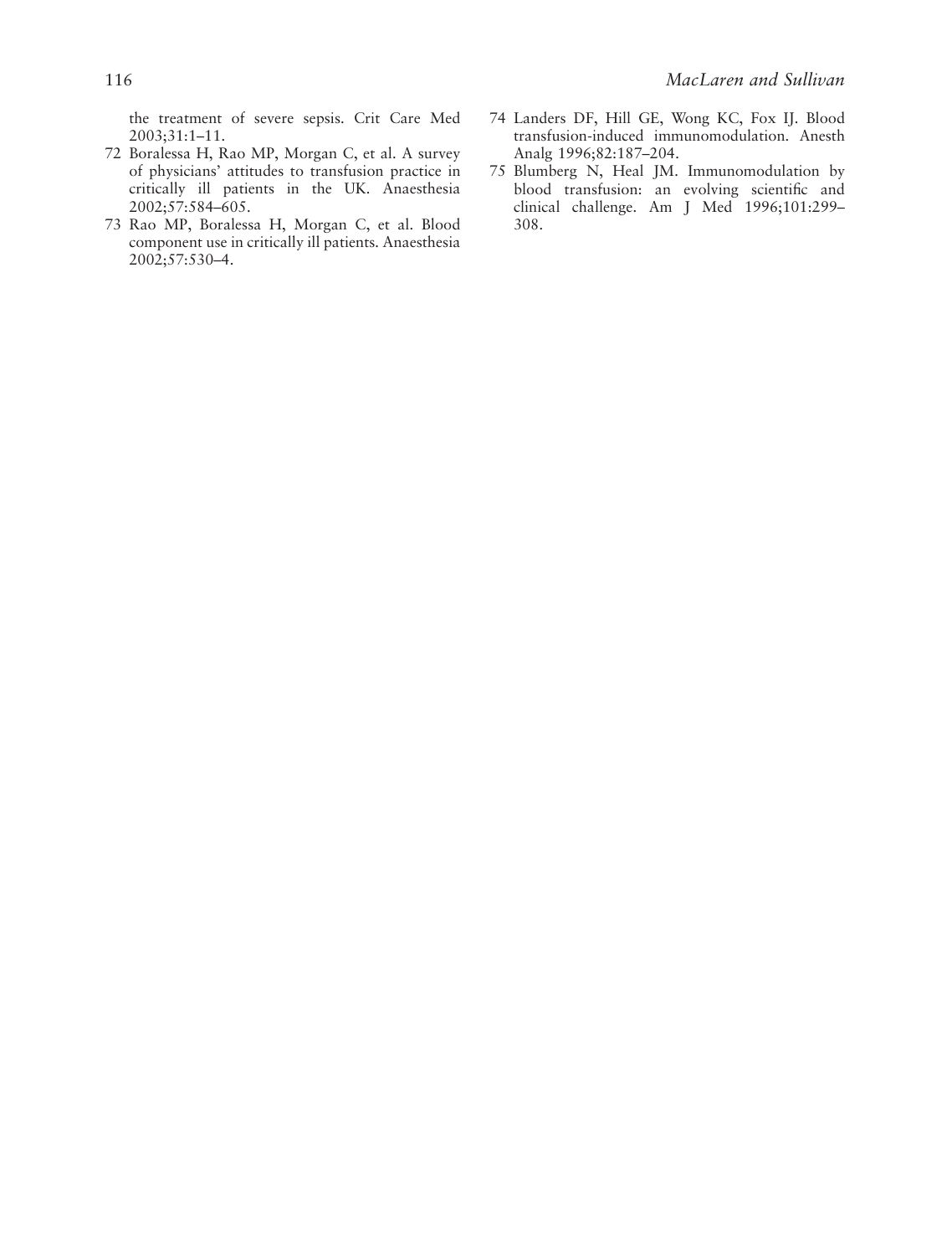the treatment of severe sepsis. Crit Care Med 2003;31:1–11.

72 Boralessa H, Rao MP, Morgan C, et al. A survey of physicians' attitudes to transfusion practice in critically ill patients in the UK. Anaesthesia 2002;57:584–605.

73 Rao MP, Boralessa H, Morgan C, et al. Blood component use in critically ill patients. Anaesthesia 2002;57:530–4.

74 Landers DF, Hill GE, Wong KC, Fox IJ. Blood transfusion-induced immunomodulation. Anesth Analg 1996;82:187–204.

75 Blumberg N, Heal JM. Immunomodulation by blood transfusion: an evolving scientific and clinical challenge. Am J Med 1996;101:299–308.